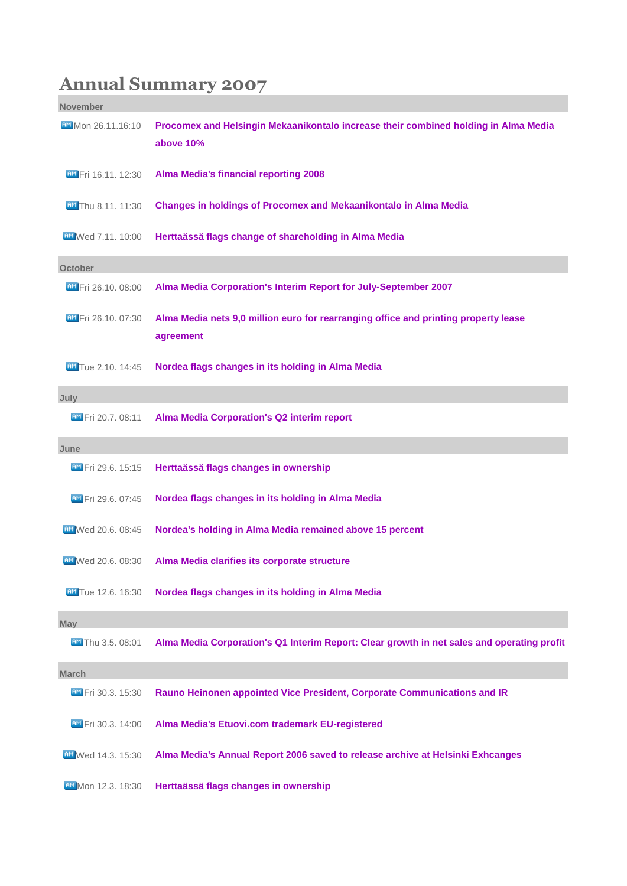# Annual Summary 2007

## November

| | |
|---|---|
| Mon 26.11.16:10 | **Procomex and Helsingin Mekaanikontalo increase their combined holding in Alma Media above 10%** |
| Fri 16.11. 12:30 | **Alma Media's financial reporting 2008** |
| Thu 8.11. 11:30 | **Changes in holdings of Procomex and Mekaanikontalo in Alma Media** |
| Wed 7.11. 10:00 | **Herttaässä flags change of shareholding in Alma Media** |

## October

| | |
|---|---|
| Fri 26.10. 08:00 | **Alma Media Corporation's Interim Report for July-September 2007** |
| Fri 26.10. 07:30 | **Alma Media nets 9,0 million euro for rearranging office and printing property lease agreement** |
| Tue 2.10. 14:45 | **Nordea flags changes in its holding in Alma Media** |

## July

| | |
|---|---|
| Fri 20.7. 08:11 | **Alma Media Corporation's Q2 interim report** |

## June

| | |
|---|---|
| Fri 29.6. 15:15 | **Herttaässä flags changes in ownership** |
| Fri 29.6. 07:45 | **Nordea flags changes in its holding in Alma Media** |
| Wed 20.6. 08:45 | **Nordea's holding in Alma Media remained above 15 percent** |
| Wed 20.6. 08:30 | **Alma Media clarifies its corporate structure** |
| Tue 12.6. 16:30 | **Nordea flags changes in its holding in Alma Media** |

## May

| | |
|---|---|
| Thu 3.5. 08:01 | **Alma Media Corporation's Q1 Interim Report: Clear growth in net sales and operating profit** |

## March

| | |
|---|---|
| Fri 30.3. 15:30 | **Rauno Heinonen appointed Vice President, Corporate Communications and IR** |
| Fri 30.3. 14:00 | **Alma Media's Etuovi.com trademark EU-registered** |
| Wed 14.3. 15:30 | **Alma Media's Annual Report 2006 saved to release archive at Helsinki Exhcanges** |
| Mon 12.3. 18:30 | **Herttaässä flags changes in ownership** |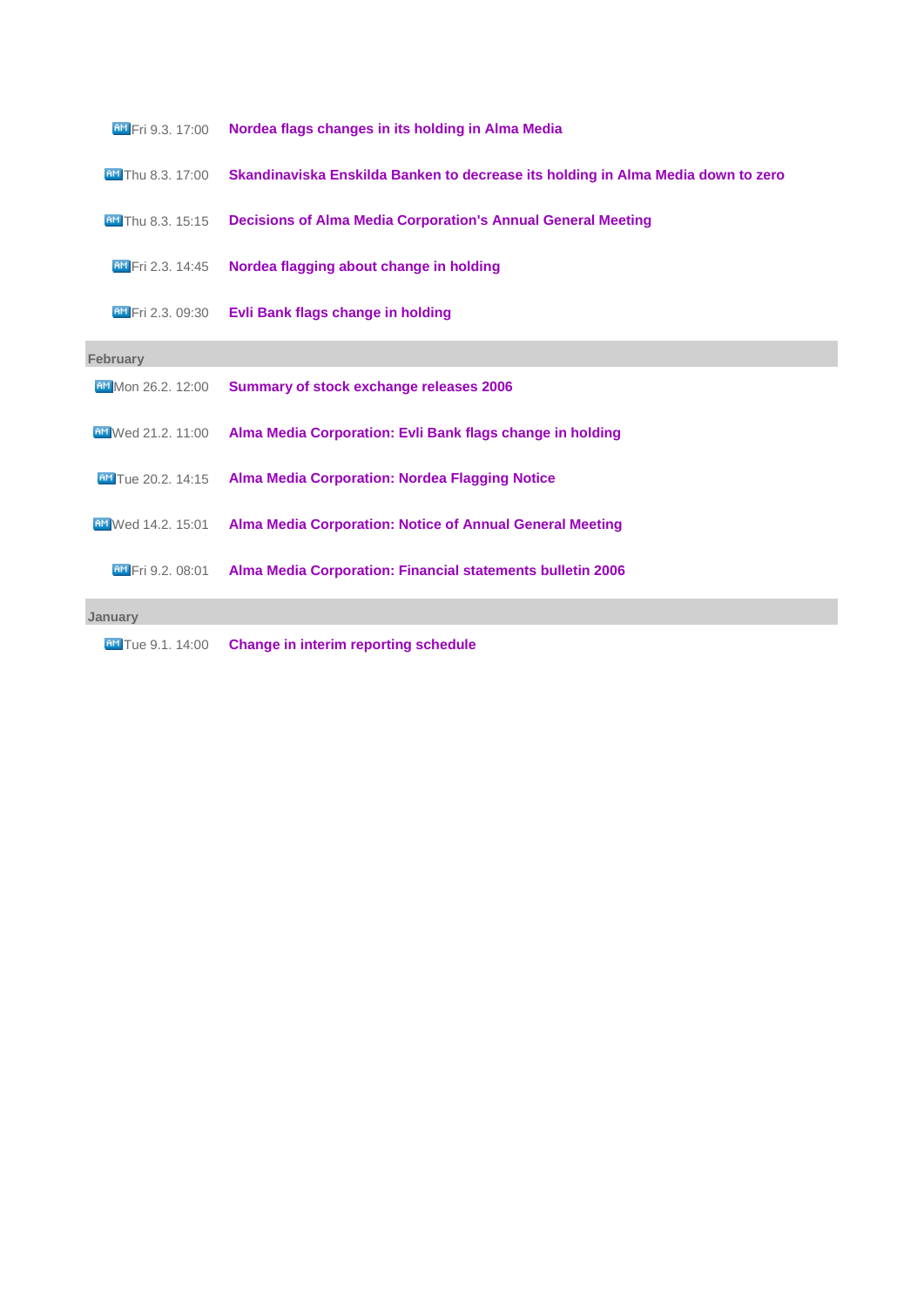| | |
|---|---|
| Fri 9.3. 17:00 | **Nordea flags changes in its holding in Alma Media** |
| Thu 8.3. 17:00 | **Skandinaviska Enskilda Banken to decrease its holding in Alma Media down to zero** |
| Thu 8.3. 15:15 | **Decisions of Alma Media Corporation's Annual General Meeting** |
| Fri 2.3. 14:45 | **Nordea flagging about change in holding** |
| Fri 2.3. 09:30 | **Evli Bank flags change in holding** |

## February

| | |
|---|---|
| Mon 26.2. 12:00 | **Summary of stock exchange releases 2006** |
| Wed 21.2. 11:00 | **Alma Media Corporation: Evli Bank flags change in holding** |
| Tue 20.2. 14:15 | **Alma Media Corporation: Nordea Flagging Notice** |
| Wed 14.2. 15:01 | **Alma Media Corporation: Notice of Annual General Meeting** |
| Fri 9.2. 08:01 | **Alma Media Corporation: Financial statements bulletin 2006** |

## January

| | |
|---|---|
| Tue 9.1. 14:00 | **Change in interim reporting schedule** |